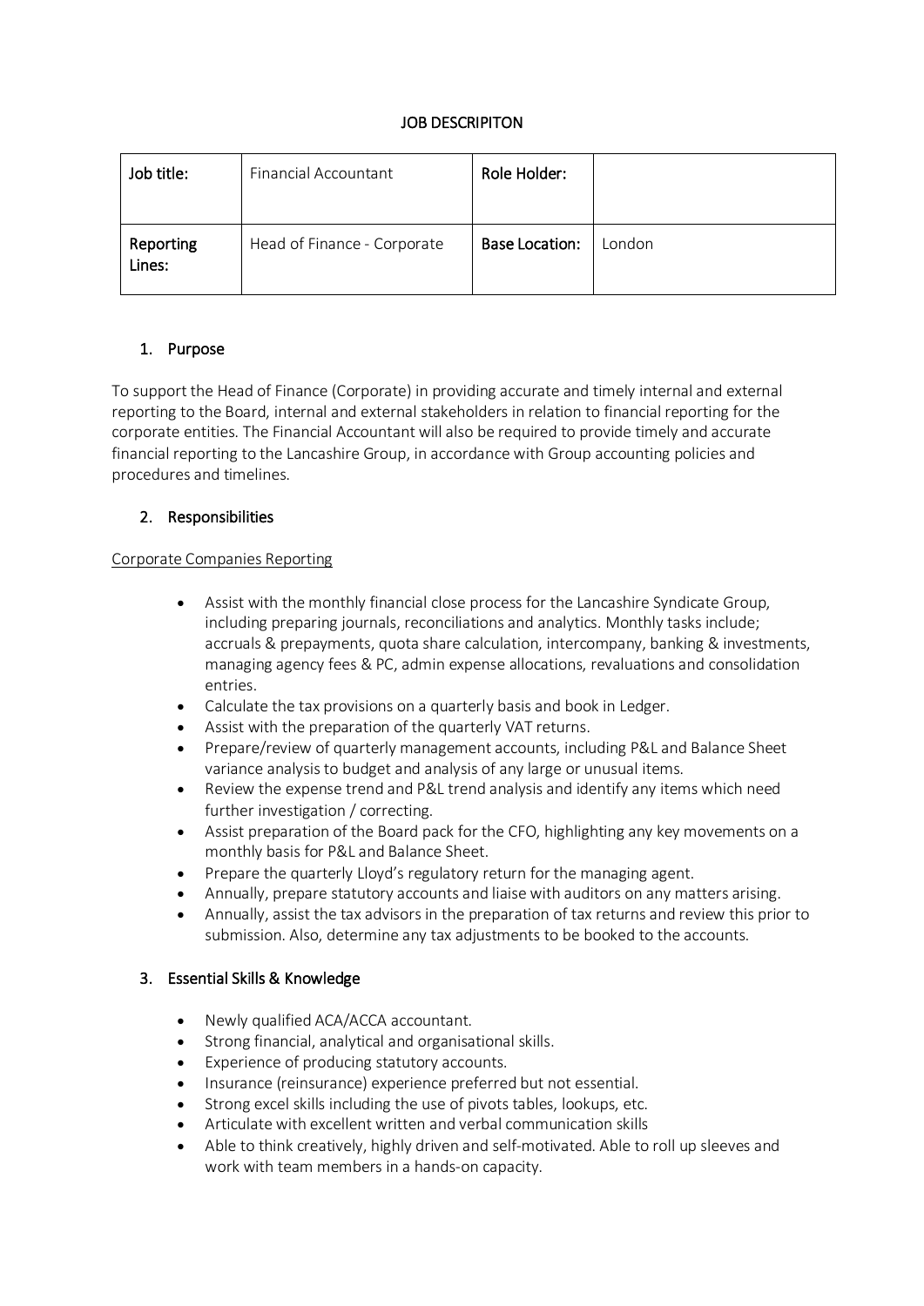# JOB DESCRIPITON

| Job title: | Financial Accountant | Role Holder: | |
|---|---|---|---|
| Reporting Lines: | Head of Finance - Corporate | Base Location: | London |

## 1. Purpose

To support the Head of Finance (Corporate) in providing accurate and timely internal and external reporting to the Board, internal and external stakeholders in relation to financial reporting for the corporate entities. The Financial Accountant will also be required to provide timely and accurate financial reporting to the Lancashire Group, in accordance with Group accounting policies and procedures and timelines.

## 2. Responsibilities

Corporate Companies Reporting

- Assist with the monthly financial close process for the Lancashire Syndicate Group, including preparing journals, reconciliations and analytics. Monthly tasks include; accruals & prepayments, quota share calculation, intercompany, banking & investments, managing agency fees & PC, admin expense allocations, revaluations and consolidation entries.
- Calculate the tax provisions on a quarterly basis and book in Ledger.
- Assist with the preparation of the quarterly VAT returns.
- Prepare/review of quarterly management accounts, including P&L and Balance Sheet variance analysis to budget and analysis of any large or unusual items.
- Review the expense trend and P&L trend analysis and identify any items which need further investigation / correcting.
- Assist preparation of the Board pack for the CFO, highlighting any key movements on a monthly basis for P&L and Balance Sheet.
- Prepare the quarterly Lloyd's regulatory return for the managing agent.
- Annually, prepare statutory accounts and liaise with auditors on any matters arising.
- Annually, assist the tax advisors in the preparation of tax returns and review this prior to submission. Also, determine any tax adjustments to be booked to the accounts.

## 3. Essential Skills & Knowledge

- Newly qualified ACA/ACCA accountant.
- Strong financial, analytical and organisational skills.
- Experience of producing statutory accounts.
- Insurance (reinsurance) experience preferred but not essential.
- Strong excel skills including the use of pivots tables, lookups, etc.
- Articulate with excellent written and verbal communication skills
- Able to think creatively, highly driven and self-motivated. Able to roll up sleeves and work with team members in a hands-on capacity.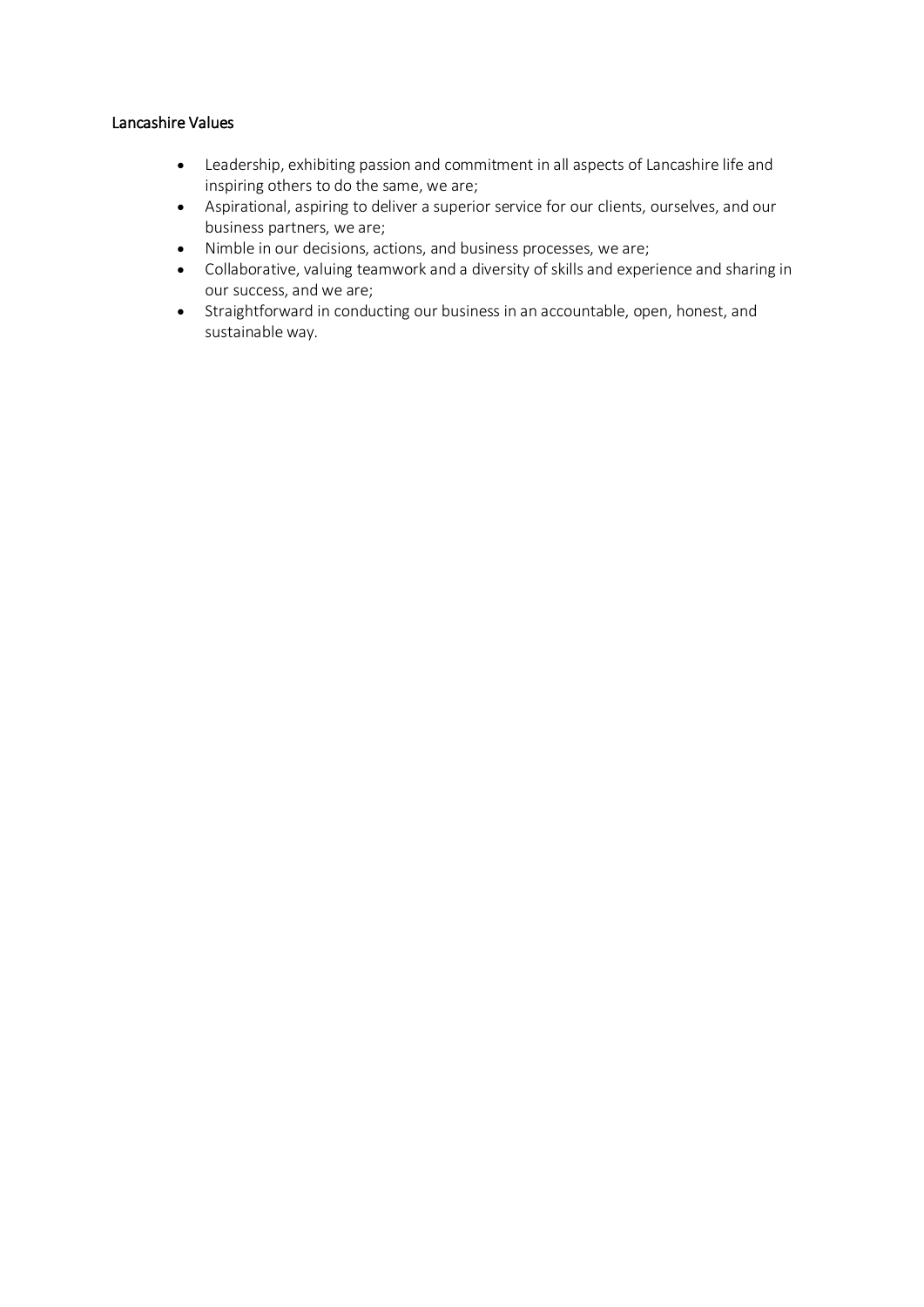## Lancashire Values

- Leadership, exhibiting passion and commitment in all aspects of Lancashire life and inspiring others to do the same, we are;
- Aspirational, aspiring to deliver a superior service for our clients, ourselves, and our business partners, we are;
- Nimble in our decisions, actions, and business processes, we are;
- Collaborative, valuing teamwork and a diversity of skills and experience and sharing in our success, and we are;
- Straightforward in conducting our business in an accountable, open, honest, and sustainable way.